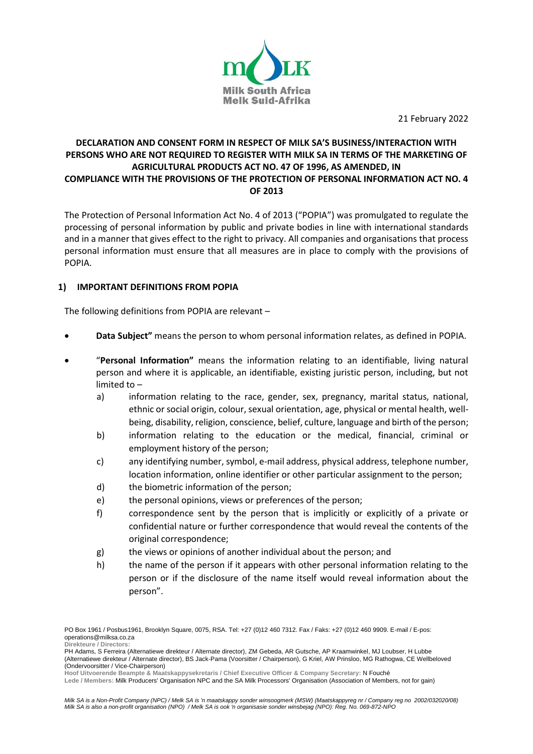21 February 2022

**DECLARATION AND CONSENT FORM IN RESPECT OF MILK SA'S BUSINESS/INTERACTION WITH PERSONS WHO ARE NOT REQUIRED TO REGISTER WITH MILK SA IN TERMS OF THE MARKETING OF AGRICULTURAL PRODUCTS ACT NO. 47 OF 1996, AS AMENDED, IN COMPLIANCE WITH THE PROVISIONS OF THE PROTECTION OF PERSONAL INFORMATION ACT NO. 4 OF 2013**

The Protection of Personal Information Act No. 4 of 2013 ("POPIA") was promulgated to regulate the processing of personal information by public and private bodies in line with international standards and in a manner that gives effect to the right to privacy. All companies and organisations that process personal information must ensure that all measures are in place to comply with the provisions of POPIA.

## 1) IMPORTANT DEFINITIONS FROM POPIA

The following definitions from POPIA are relevant –

- **Data Subject"** means the person to whom personal information relates, as defined in POPIA.
- "**Personal Information"** means the information relating to an identifiable, living natural person and where it is applicable, an identifiable, existing juristic person, including, but not limited to –
  - a) information relating to the race, gender, sex, pregnancy, marital status, national, ethnic or social origin, colour, sexual orientation, age, physical or mental health, well-being, disability, religion, conscience, belief, culture, language and birth of the person;
  - b) information relating to the education or the medical, financial, criminal or employment history of the person;
  - c) any identifying number, symbol, e-mail address, physical address, telephone number, location information, online identifier or other particular assignment to the person;
  - d) the biometric information of the person;
  - e) the personal opinions, views or preferences of the person;
  - f) correspondence sent by the person that is implicitly or explicitly of a private or confidential nature or further correspondence that would reveal the contents of the original correspondence;
  - g) the views or opinions of another individual about the person; and
  - h) the name of the person if it appears with other personal information relating to the person or if the disclosure of the name itself would reveal information about the person".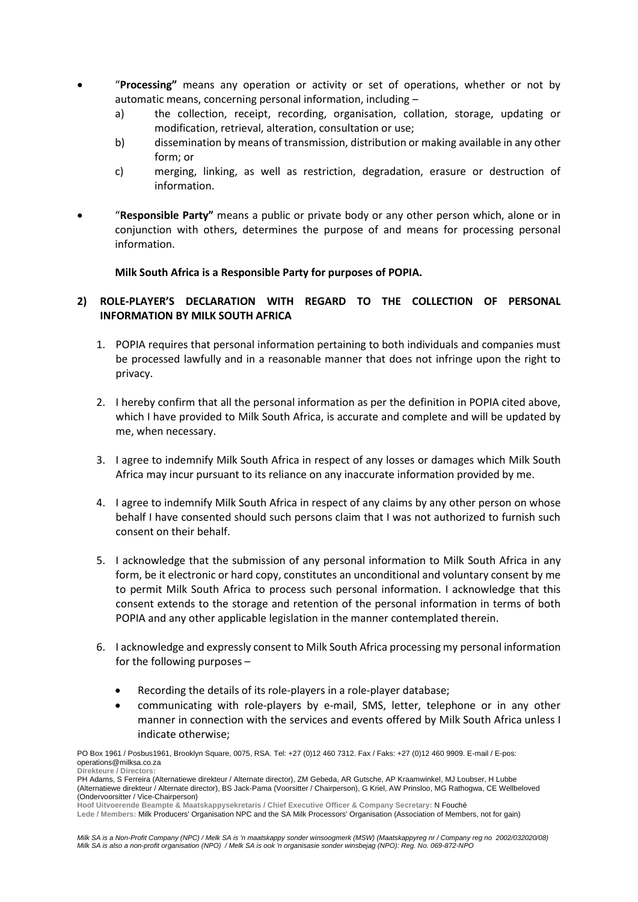- "**Processing"** means any operation or activity or set of operations, whether or not by automatic means, concerning personal information, including –
  - a) the collection, receipt, recording, organisation, collation, storage, updating or modification, retrieval, alteration, consultation or use;
  - b) dissemination by means of transmission, distribution or making available in any other form; or
  - c) merging, linking, as well as restriction, degradation, erasure or destruction of information.

- "**Responsible Party"** means a public or private body or any other person which, alone or in conjunction with others, determines the purpose of and means for processing personal information.

  **Milk South Africa is a Responsible Party for purposes of POPIA.**

## 2) ROLE-PLAYER'S DECLARATION WITH REGARD TO THE COLLECTION OF PERSONAL INFORMATION BY MILK SOUTH AFRICA

1. POPIA requires that personal information pertaining to both individuals and companies must be processed lawfully and in a reasonable manner that does not infringe upon the right to privacy.

2. I hereby confirm that all the personal information as per the definition in POPIA cited above, which I have provided to Milk South Africa, is accurate and complete and will be updated by me, when necessary.

3. I agree to indemnify Milk South Africa in respect of any losses or damages which Milk South Africa may incur pursuant to its reliance on any inaccurate information provided by me.

4. I agree to indemnify Milk South Africa in respect of any claims by any other person on whose behalf I have consented should such persons claim that I was not authorized to furnish such consent on their behalf.

5. I acknowledge that the submission of any personal information to Milk South Africa in any form, be it electronic or hard copy, constitutes an unconditional and voluntary consent by me to permit Milk South Africa to process such personal information. I acknowledge that this consent extends to the storage and retention of the personal information in terms of both POPIA and any other applicable legislation in the manner contemplated therein.

6. I acknowledge and expressly consent to Milk South Africa processing my personal information for the following purposes –

   - Recording the details of its role-players in a role-player database;
   - communicating with role-players by e-mail, SMS, letter, telephone or in any other manner in connection with the services and events offered by Milk South Africa unless I indicate otherwise;

PO Box 1961 / Posbus1961, Brooklyn Square, 0075, RSA. Tel: +27 (0)12 460 7312. Fax / Faks: +27 (0)12 460 9909. E-mail / E-pos: operations@milksa.co.za
Direkteure / Directors:
PH Adams, S Ferreira (Alternatiewe direkteur / Alternate director), ZM Gebeda, AR Gutsche, AP Kraamwinkel, MJ Loubser, H Lubbe (Alternatiewe direkteur / Alternate director), BS Jack-Pama (Voorsitter / Chairperson), G Kriel, AW Prinsloo, MG Rathogwa, CE Wellbeloved (Ondervoorsitter / Vice-Chairperson)
Hoof Uitvoerende Beampte & Maatskappysekretaris / Chief Executive Officer & Company Secretary: N Fouché
Lede / Members: Milk Producers' Organisation NPC and the SA Milk Processors' Organisation (Association of Members, not for gain)

*Milk SA is a Non-Profit Company (NPC) / Melk SA is 'n maatskappy sonder winsoogmerk (MSW) (Maatskappyreg nr / Company reg no 2002/032020/08)*
*Milk SA is also a non-profit organisation (NPO) / Melk SA is ook 'n organisasie sonder winsbejag (NPO): Reg. No. 069-872-NPO*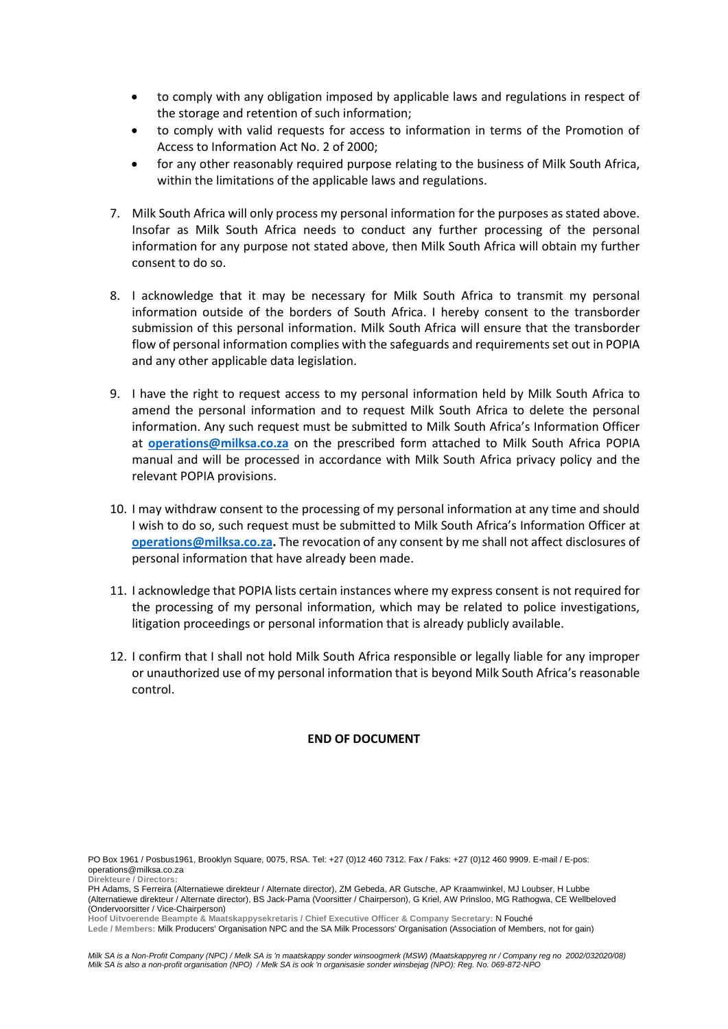- to comply with any obligation imposed by applicable laws and regulations in respect of the storage and retention of such information;
- to comply with valid requests for access to information in terms of the Promotion of Access to Information Act No. 2 of 2000;
- for any other reasonably required purpose relating to the business of Milk South Africa, within the limitations of the applicable laws and regulations.

7. Milk South Africa will only process my personal information for the purposes as stated above. Insofar as Milk South Africa needs to conduct any further processing of the personal information for any purpose not stated above, then Milk South Africa will obtain my further consent to do so.

8. I acknowledge that it may be necessary for Milk South Africa to transmit my personal information outside of the borders of South Africa. I hereby consent to the transborder submission of this personal information. Milk South Africa will ensure that the transborder flow of personal information complies with the safeguards and requirements set out in POPIA and any other applicable data legislation.

9. I have the right to request access to my personal information held by Milk South Africa to amend the personal information and to request Milk South Africa to delete the personal information. Any such request must be submitted to Milk South Africa's Information Officer at **operations@milksa.co.za** on the prescribed form attached to Milk South Africa POPIA manual and will be processed in accordance with Milk South Africa privacy policy and the relevant POPIA provisions.

10. I may withdraw consent to the processing of my personal information at any time and should I wish to do so, such request must be submitted to Milk South Africa's Information Officer at **operations@milksa.co.za.** The revocation of any consent by me shall not affect disclosures of personal information that have already been made.

11. I acknowledge that POPIA lists certain instances where my express consent is not required for the processing of my personal information, which may be related to police investigations, litigation proceedings or personal information that is already publicly available.

12. I confirm that I shall not hold Milk South Africa responsible or legally liable for any improper or unauthorized use of my personal information that is beyond Milk South Africa's reasonable control.

**END OF DOCUMENT**

PO Box 1961 / Posbus1961, Brooklyn Square, 0075, RSA. Tel: +27 (0)12 460 7312. Fax / Faks: +27 (0)12 460 9909. E-mail / E-pos: operations@milksa.co.za

**Direkteure / Directors:**
PH Adams, S Ferreira (Alternatiewe direkteur / Alternate director), ZM Gebeda, AR Gutsche, AP Kraamwinkel, MJ Loubser, H Lubbe (Alternatiewe direkteur / Alternate director), BS Jack-Pama (Voorsitter / Chairperson), G Kriel, AW Prinsloo, MG Rathogwa, CE Wellbeloved (Ondervoorsitter / Vice-Chairperson)

**Hoof Uitvoerende Beampte & Maatskappysekretaris / Chief Executive Officer & Company Secretary:** N Fouché

**Lede / Members:** Milk Producers' Organisation NPC and the SA Milk Processors' Organisation (Association of Members, not for gain)

*Milk SA is a Non-Profit Company (NPC) / Melk SA is 'n maatskappy sonder winsoogmerk (MSW) (Maatskappyreg nr / Company reg no 2002/032020/08)*
*Milk SA is also a non-profit organisation (NPO) / Melk SA is ook 'n organisasie sonder winsbejag (NPO): Reg. No. 069-872-NPO*